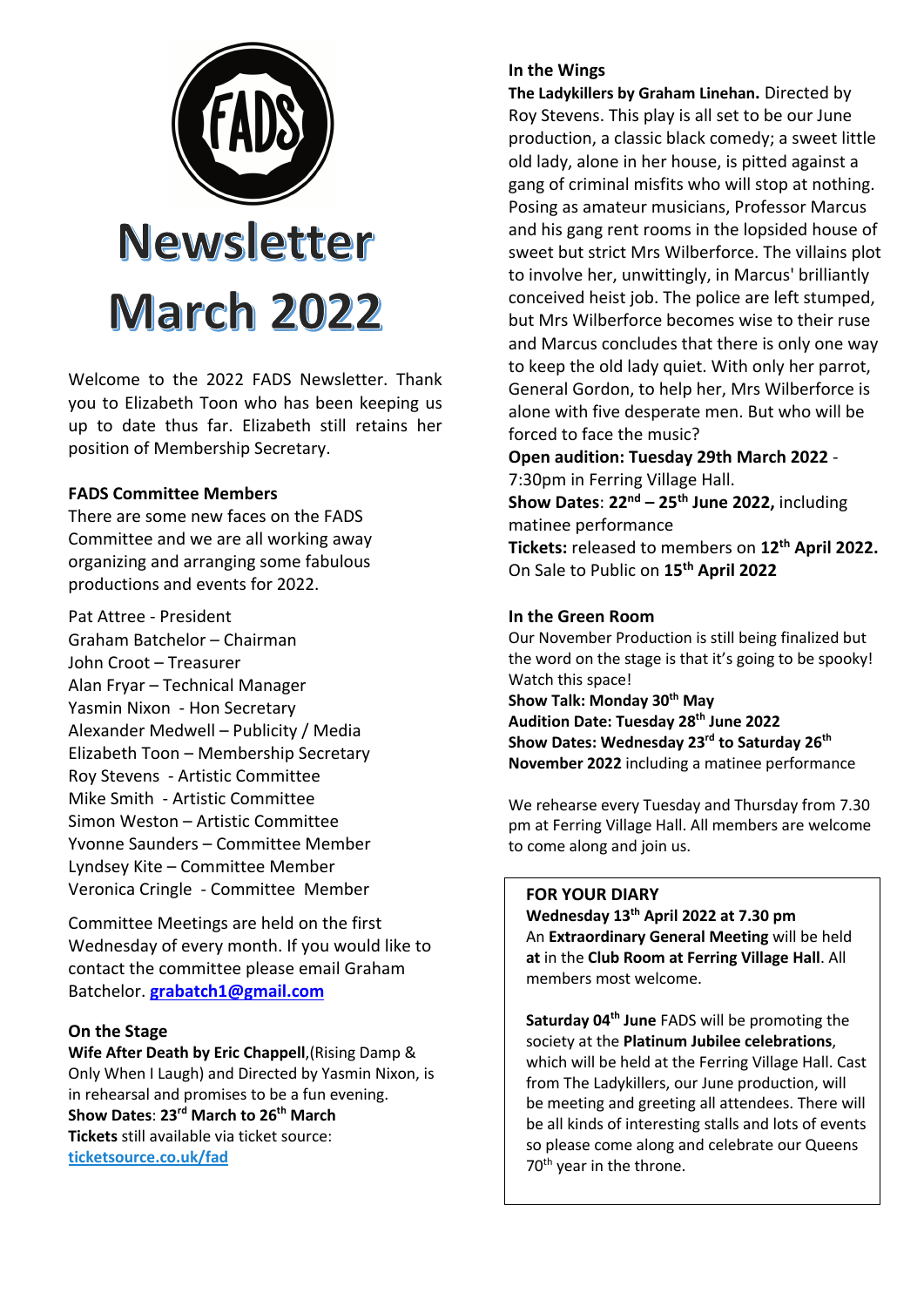FADS

# Newsletter March 2022

Welcome to the 2022 FADS Newsletter. Thank you to Elizabeth Toon who has been keeping us up to date thus far. Elizabeth still retains her position of Membership Secretary.

### FADS Committee Members

There are some new faces on the FADS Committee and we are all working away organizing and arranging some fabulous productions and events for 2022.

Pat Attree - President
Graham Batchelor – Chairman
John Croot – Treasurer
Alan Fryar – Technical Manager
Yasmin Nixon - Hon Secretary
Alexander Medwell – Publicity / Media
Elizabeth Toon – Membership Secretary
Roy Stevens - Artistic Committee
Mike Smith - Artistic Committee
Simon Weston – Artistic Committee
Yvonne Saunders – Committee Member
Lyndsey Kite – Committee Member
Veronica Cringle - Committee Member

Committee Meetings are held on the first Wednesday of every month. If you would like to contact the committee please email Graham Batchelor. **grabatch1@gmail.com**

### On the Stage

**Wife After Death by Eric Chappell**,(Rising Damp & Only When I Laugh) and Directed by Yasmin Nixon, is in rehearsal and promises to be a fun evening.
**Show Dates**: **23rd March to 26th March**
**Tickets** still available via ticket source: **ticketsource.co.uk/fad**

### In the Wings

**The Ladykillers by Graham Linehan.** Directed by Roy Stevens. This play is all set to be our June production, a classic black comedy; a sweet little old lady, alone in her house, is pitted against a gang of criminal misfits who will stop at nothing. Posing as amateur musicians, Professor Marcus and his gang rent rooms in the lopsided house of sweet but strict Mrs Wilberforce. The villains plot to involve her, unwittingly, in Marcus' brilliantly conceived heist job. The police are left stumped, but Mrs Wilberforce becomes wise to their ruse and Marcus concludes that there is only one way to keep the old lady quiet. With only her parrot, General Gordon, to help her, Mrs Wilberforce is alone with five desperate men. But who will be forced to face the music?
**Open audition: Tuesday 29th March 2022** - 7:30pm in Ferring Village Hall.
**Show Dates**: **22nd – 25th June 2022,** including matinee performance
**Tickets:** released to members on **12th April 2022.** On Sale to Public on **15th April 2022**

### In the Green Room

Our November Production is still being finalized but the word on the stage is that it's going to be spooky! Watch this space!
**Show Talk: Monday 30th May**
**Audition Date: Tuesday 28th June 2022**
**Show Dates: Wednesday 23rd to Saturday 26th November 2022** including a matinee performance

We rehearse every Tuesday and Thursday from 7.30 pm at Ferring Village Hall. All members are welcome to come along and join us.

### FOR YOUR DIARY

**Wednesday 13th April 2022 at 7.30 pm**
An **Extraordinary General Meeting** will be held **at** in the **Club Room at Ferring Village Hall**. All members most welcome.

**Saturday 04th June** FADS will be promoting the society at the **Platinum Jubilee celebrations**, which will be held at the Ferring Village Hall. Cast from The Ladykillers, our June production, will be meeting and greeting all attendees. There will be all kinds of interesting stalls and lots of events so please come along and celebrate our Queens 70th year in the throne.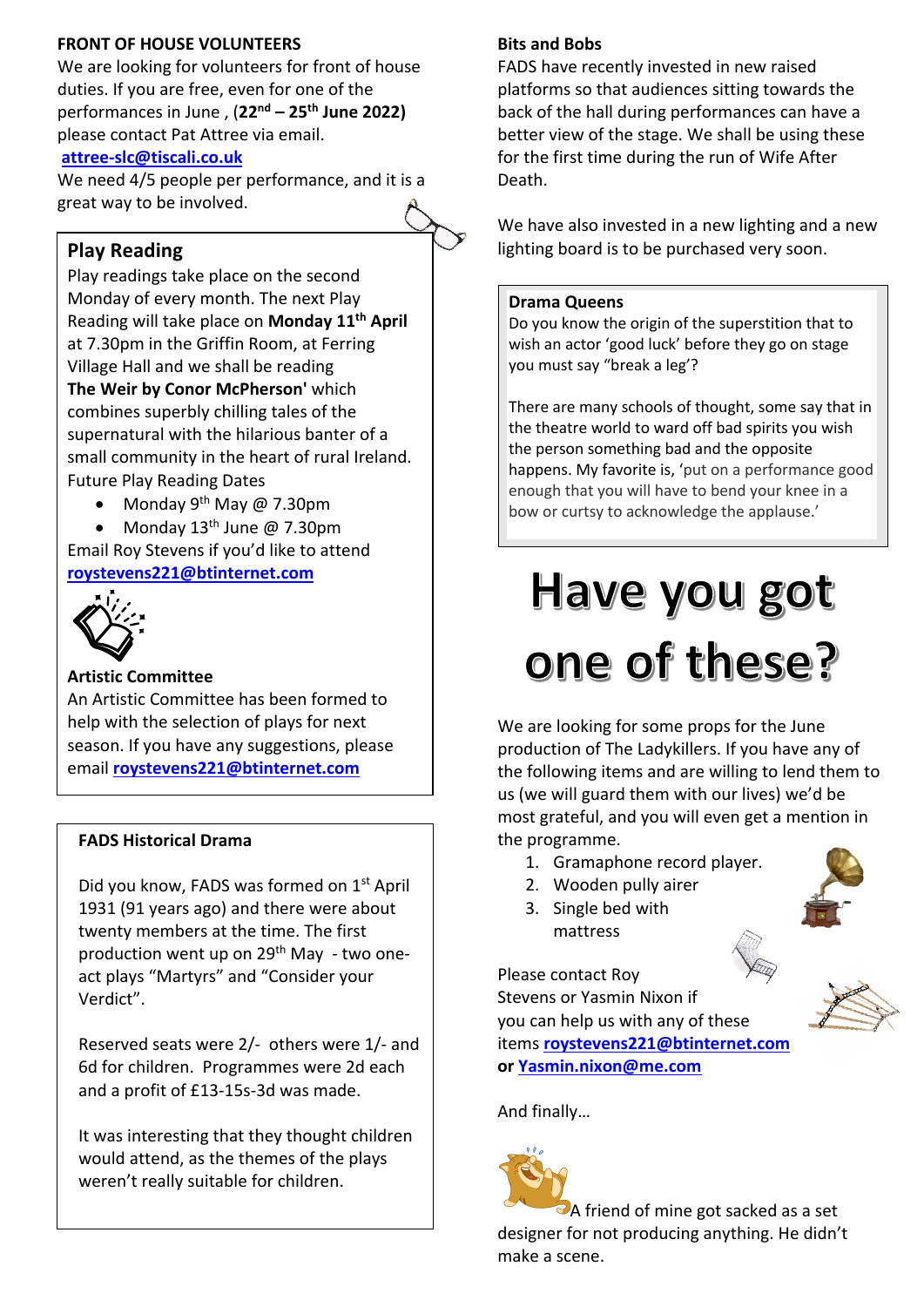## FRONT OF HOUSE VOLUNTEERS

We are looking for volunteers for front of house duties. If you are free, even for one of the performances in June , (**22nd – 25th June 2022)** please contact Pat Attree via email.

**attree-slc@tiscali.co.uk**

We need 4/5 people per performance, and it is a great way to be involved.

## Play Reading

Play readings take place on the second Monday of every month. The next Play Reading will take place on **Monday 11th April** at 7.30pm in the Griffin Room, at Ferring Village Hall and we shall be reading **The Weir by Conor McPherson'** which combines superbly chilling tales of the supernatural with the hilarious banter of a small community in the heart of rural Ireland.

Future Play Reading Dates

- Monday 9th May @ 7.30pm
- Monday 13th June @ 7.30pm

Email Roy Stevens if you'd like to attend **roystevens221@btinternet.com**

### Artistic Committee

An Artistic Committee has been formed to help with the selection of plays for next season. If you have any suggestions, please email **roystevens221@btinternet.com**

### FADS Historical Drama

Did you know, FADS was formed on 1st April 1931 (91 years ago) and there were about twenty members at the time. The first production went up on 29th May - two one-act plays "Martyrs" and "Consider your Verdict".

Reserved seats were 2/- others were 1/- and 6d for children. Programmes were 2d each and a profit of £13-15s-3d was made.

It was interesting that they thought children would attend, as the themes of the plays weren't really suitable for children.

## Bits and Bobs

FADS have recently invested in new raised platforms so that audiences sitting towards the back of the hall during performances can have a better view of the stage. We shall be using these for the first time during the run of Wife After Death.

We have also invested in a new lighting and a new lighting board is to be purchased very soon.

### Drama Queens

Do you know the origin of the superstition that to wish an actor 'good luck' before they go on stage you must say "break a leg'?

There are many schools of thought, some say that in the theatre world to ward off bad spirits you wish the person something bad and the opposite happens. My favorite is, 'put on a performance good enough that you will have to bend your knee in a bow or curtsy to acknowledge the applause.'

# Have you got one of these?

We are looking for some props for the June production of The Ladykillers. If you have any of the following items and are willing to lend them to us (we will guard them with our lives) we'd be most grateful, and you will even get a mention in the programme.

1. Gramaphone record player.
2. Wooden pully airer
3. Single bed with mattress

Please contact Roy Stevens or Yasmin Nixon if you can help us with any of these items **roystevens221@btinternet.com or Yasmin.nixon@me.com**

And finally…

A friend of mine got sacked as a set designer for not producing anything. He didn't make a scene.